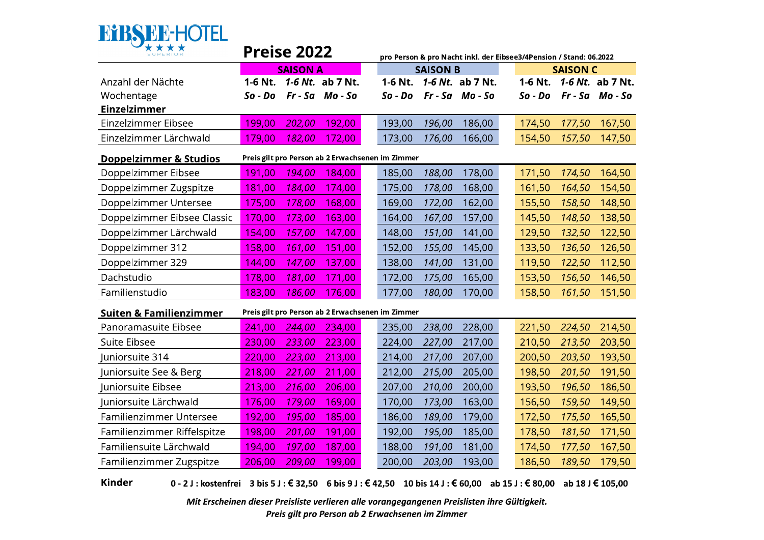EIBSEE-HOTEL ★★★★ SUPERIOR

# Preise 2022

pro Person & pro Nacht inkl. der Eibsee3/4Pension / Stand: 06.2022

| | SAISON A | | | SAISON B | | | SAISON C | | |
|---|---|---|---|---|---|---|---|---|---|
| Anzahl der Nächte | 1-6 Nt. | *1-6 Nt.* | ab 7 Nt. | 1-6 Nt. | *1-6 Nt.* | ab 7 Nt. | 1-6 Nt. | *1-6 Nt.* | ab 7 Nt. |
| Wochentage | *So - Do* | *Fr - Sa* | *Mo - So* | *So - Do* | *Fr - Sa* | *Mo - So* | *So - Do* | *Fr - Sa* | *Mo - So* |
| **Einzelzimmer** | | | | | | | | | |
| Einzelzimmer Eibsee | 199,00 | *202,00* | 192,00 | 193,00 | *196,00* | 186,00 | 174,50 | *177,50* | 167,50 |
| Einzelzimmer Lärchwald | 179,00 | *182,00* | 172,00 | 173,00 | *176,00* | 166,00 | 154,50 | *157,50* | 147,50 |
| **Doppelzimmer & Studios** | **Preis gilt pro Person ab 2 Erwachsenen im Zimmer** | | | | | | | | |
| Doppelzimmer Eibsee | 191,00 | *194,00* | 184,00 | 185,00 | *188,00* | 178,00 | 171,50 | *174,50* | 164,50 |
| Doppelzimmer Zugspitze | 181,00 | *184,00* | 174,00 | 175,00 | *178,00* | 168,00 | 161,50 | *164,50* | 154,50 |
| Doppelzimmer Untersee | 175,00 | *178,00* | 168,00 | 169,00 | *172,00* | 162,00 | 155,50 | *158,50* | 148,50 |
| Doppelzimmer Eibsee Classic | 170,00 | *173,00* | 163,00 | 164,00 | *167,00* | 157,00 | 145,50 | *148,50* | 138,50 |
| Doppelzimmer Lärchwald | 154,00 | *157,00* | 147,00 | 148,00 | *151,00* | 141,00 | 129,50 | *132,50* | 122,50 |
| Doppelzimmer 312 | 158,00 | *161,00* | 151,00 | 152,00 | *155,00* | 145,00 | 133,50 | *136,50* | 126,50 |
| Doppelzimmer 329 | 144,00 | *147,00* | 137,00 | 138,00 | *141,00* | 131,00 | 119,50 | *122,50* | 112,50 |
| Dachstudio | 178,00 | *181,00* | 171,00 | 172,00 | *175,00* | 165,00 | 153,50 | *156,50* | 146,50 |
| Familienstudio | 183,00 | *186,00* | 176,00 | 177,00 | *180,00* | 170,00 | 158,50 | *161,50* | 151,50 |
| **Suiten & Familienzimmer** | **Preis gilt pro Person ab 2 Erwachsenen im Zimmer** | | | | | | | | |
| Panoramasuite Eibsee | 241,00 | *244,00* | 234,00 | 235,00 | *238,00* | 228,00 | 221,50 | *224,50* | 214,50 |
| Suite Eibsee | 230,00 | *233,00* | 223,00 | 224,00 | *227,00* | 217,00 | 210,50 | *213,50* | 203,50 |
| Juniorsuite 314 | 220,00 | *223,00* | 213,00 | 214,00 | *217,00* | 207,00 | 200,50 | *203,50* | 193,50 |
| Juniorsuite See & Berg | 218,00 | *221,00* | 211,00 | 212,00 | *215,00* | 205,00 | 198,50 | *201,50* | 191,50 |
| Juniorsuite Eibsee | 213,00 | *216,00* | 206,00 | 207,00 | *210,00* | 200,00 | 193,50 | *196,50* | 186,50 |
| Juniorsuite Lärchwald | 176,00 | *179,00* | 169,00 | 170,00 | *173,00* | 163,00 | 156,50 | *159,50* | 149,50 |
| Familienzimmer Untersee | 192,00 | *195,00* | 185,00 | 186,00 | *189,00* | 179,00 | 172,50 | *175,50* | 165,50 |
| Familienzimmer Riffelspitze | 198,00 | *201,00* | 191,00 | 192,00 | *195,00* | 185,00 | 178,50 | *181,50* | 171,50 |
| Familiensuite Lärchwald | 194,00 | *197,00* | 187,00 | 188,00 | *191,00* | 181,00 | 174,50 | *177,50* | 167,50 |
| Familienzimmer Zugspitze | 206,00 | *209,00* | 199,00 | 200,00 | *203,00* | 193,00 | 186,50 | *189,50* | 179,50 |

**Kinder** **0 - 2 J : kostenfrei 3 bis 5 J : € 32,50 6 bis 9 J : € 42,50 10 bis 14 J : € 60,00 ab 15 J : € 80,00 ab 18 J € 105,00**

***Mit Erscheinen dieser Preisliste verlieren alle vorangegangenen Preislisten ihre Gültigkeit.***

***Preis gilt pro Person ab 2 Erwachsenen im Zimmer***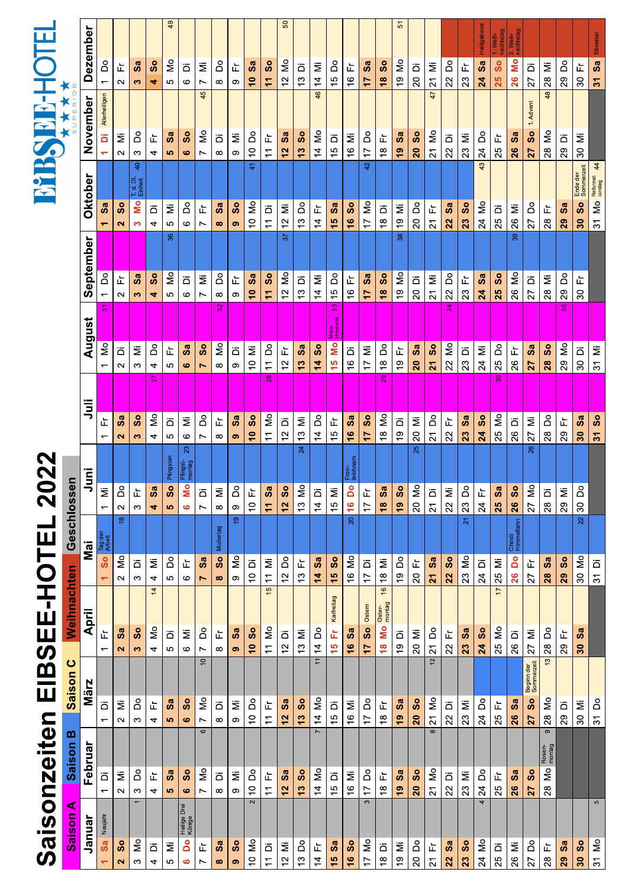# Saisonzeiten EIBSEE-HOTEL 2022

Saison A | Saison B | Saison C | Weihnachten | Geschlossen

EIBSEE-HOTEL ★★★★ SUPERIOR

| | Januar | Februar | März | April | Mai | Juni | Juli | August | September | Oktober | November | Dezember |
|---|---|---|---|---|---|---|---|---|---|---|---|---|
| 1 | 1 Sa Neujahr | 1 Di | 1 Di | 1 Fr | 1 So Tag der Arbeit | 1 Mi | 1 Fr | 1 Mo 31 | 1 Do | 1 Sa | 1 Di Allerheiligen | 1 Do |
| 2 | 2 So | 2 Mi | 2 Mi | 2 Sa | 2 Mo 18 | 2 Do | 2 Sa | 2 Di | 2 Fr | 2 So | 2 Mi | 2 Fr |
| 3 | 3 Mo 1 | 3 Do | 3 Do | 3 So | 3 Di | 3 Fr | 3 So | 3 Mi | 3 Sa | 3 Mo T. d. Dt. Einheit 40 | 3 Do | 3 Sa |
| 4 | 4 Di | 4 Fr | 4 Fr | 4 Mo 14 | 4 Mi | 4 Sa | 4 Mo 27 | 4 Do | 4 So | 4 Di | 4 Fr | 4 So |
| 5 | 5 Mi | 5 Sa | 5 Sa | 5 Di | 5 Do | 5 So Pfingsten | 5 Di | 5 Fr | 5 Mo 36 | 5 Mi | 5 Sa | 5 Mo 49 |
| 6 | 6 Do Heilige Drei Könige | 6 So | 6 So | 6 Mi | 6 Fr | 6 Mo Pfingstmontag 23 | 6 Mi | 6 Sa | 6 Di | 6 Do | 6 So | 6 Di |
| 7 | 7 Fr | 7 Mo 6 | 7 Mo 10 | 7 Do | 7 Sa | 7 Di | 7 Do | 7 So | 7 Mi | 7 Fr | 7 Mo 45 | 7 Mi |
| 8 | 8 Sa | 8 Di | 8 Di | 8 Fr | 8 So Muttertag | 8 Mi | 8 Fr | 8 Mo 32 | 8 Do | 8 Sa | 8 Di | 8 Do |
| 9 | 9 So | 9 Mi | 9 Mi | 9 Sa | 9 Mo 19 | 9 Do | 9 Sa | 9 Di | 9 Fr | 9 So | 9 Mi | 9 Fr |
| 10 | 10 Mo 2 | 10 Do | 10 Do | 10 So | 10 Di | 10 Fr | 10 So | 10 Mi | 10 Sa | 10 Mo 41 | 10 Do | 10 Sa |
| 11 | 11 Di | 11 Fr | 11 Fr | 11 Mo 15 | 11 Mi | 11 Sa | 11 Mo 28 | 11 Do | 11 So | 11 Di | 11 Fr | 11 So |
| 12 | 12 Mi | 12 Sa | 12 Sa | 12 Di | 12 Do | 12 So | 12 Di | 12 Fr | 12 Mo 37 | 12 Mi | 12 Sa | 12 Mo 50 |
| 13 | 13 Do | 13 So | 13 So | 13 Mi | 13 Fr | 13 Mo 24 | 13 Mi | 13 Sa | 13 Di | 13 Do | 13 So | 13 Di |
| 14 | 14 Fr | 14 Mo 7 | 14 Mo 11 | 14 Do | 14 Sa | 14 Di | 14 Do | 14 So | 14 Mi | 14 Fr | 14 Mo 46 | 14 Mi |
| 15 | 15 Sa | 15 Di | 15 Di | 15 Fr Karfreitag | 15 So | 15 Mi | 15 Fr | 15 Mo Mariä Himmelfahrt 33 | 15 Do | 15 Sa | 15 Di | 15 Do |
| 16 | 16 So | 16 Mi | 16 Mi | 16 Sa | 16 Mo 20 | 16 Do Fronleichnam | 16 Sa | 16 Di | 16 Fr | 16 So | 16 Mi | 16 Fr |
| 17 | 17 Mo 3 | 17 Do | 17 Do | 17 So Ostern | 17 Di | 17 Fr | 17 So | 17 Mi | 17 Sa | 17 Mo 42 | 17 Do | 17 Sa |
| 18 | 18 Di | 18 Fr | 18 Fr | 18 Mo Ostermontag 16 | 18 Mi | 18 Sa | 18 Mo 29 | 18 Do | 18 So | 18 Di | 18 Fr | 18 So |
| 19 | 19 Mi | 19 Sa | 19 Sa | 19 Di | 19 Do | 19 So | 19 Di | 19 Fr | 19 Mo 38 | 19 Mi | 19 Sa | 19 Mo 51 |
| 20 | 20 Do | 20 So | 20 So | 20 Mi | 20 Fr | 20 Mo 25 | 20 Mi | 20 Sa | 20 Di | 20 Do | 20 So | 20 Di |
| 21 | 21 Fr | 21 Mo 8 | 21 Mo 12 | 21 Do | 21 Sa | 21 Di | 21 Do | 21 So | 21 Mi | 21 Fr | 21 Mo 47 | 21 Mi |
| 22 | 22 Sa | 22 Di | 22 Di | 22 Fr | 22 So | 22 Mi | 22 Fr | 22 Mo 34 | 22 Do | 22 Sa | 22 Di | 22 Do |
| 23 | 23 So | 23 Mi | 23 Mi | 23 Sa | 23 Mo 21 | 23 Do | 23 Sa | 23 Di | 23 Fr | 23 So | 23 Mi | 23 Fr |
| 24 | 24 Mo 4 | 24 Do | 24 Do | 24 So | 24 Di | 24 Fr | 24 So | 24 Mi | 24 Sa | 24 Mo 43 | 24 Do | 24 Sa Heiligabend |
| 25 | 25 Di | 25 Fr | 25 Fr | 25 Mo 17 | 25 Mi | 25 Sa | 25 Mo 30 | 25 Do | 25 So | 25 Di | 25 Fr | 25 So 1. Weihnachtstag |
| 26 | 26 Mi | 26 Sa | 26 Sa | 26 Di | 26 Do Christi Himmelfahrt | 26 So | 26 Di | 26 Fr | 26 Mo 39 | 26 Mi | 26 Sa | 26 Mo 2. Weihnachtstag |
| 27 | 27 Do | 27 So | 27 So Beginn der Sommerzeit | 27 Mi | 27 Fr | 27 Mo 26 | 27 Mi | 27 Sa | 27 Di | 27 Do | 27 So 1. Advent | 27 Di |
| 28 | 28 Fr | 28 Mo Rosenmontag 9 | 28 Mo 13 | 28 Do | 28 Sa | 28 Di | 28 Do | 28 So | 28 Mi | 28 Fr | 28 Mo 48 | 28 Mi |
| 29 | 29 Sa | | 29 Di | 29 Fr | 29 So | 29 Mi | 29 Fr | 29 Mo 35 | 29 Do | 29 Sa | 29 Di | 29 Do |
| 30 | 30 So | | 30 Mi | 30 Sa | 30 Mo 22 | 30 Do | 30 Sa | 30 Di | 30 Fr | 30 So Ende der Sommerzeit | 30 Mi | 30 Fr |
| 31 | 31 Mo 5 | | 31 Do | | 31 Di | | 31 So | 31 Mi | | 31 Mo Reformationstag 44 | | 31 Sa Silvester |